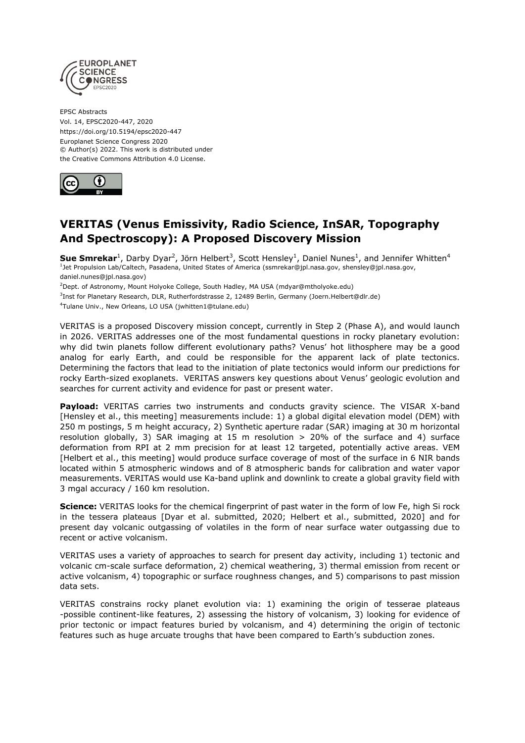EPSC Abstracts
Vol. 14, EPSC2020-447, 2020
https://doi.org/10.5194/epsc2020-447
Europlanet Science Congress 2020
© Author(s) 2022. This work is distributed under
the Creative Commons Attribution 4.0 License.

# VERITAS (Venus Emissivity, Radio Science, InSAR, Topography And Spectroscopy): A Proposed Discovery Mission

**Sue Smrekar**[1], Darby Dyar[2], Jörn Helbert[3], Scott Hensley[1], Daniel Nunes[1], and Jennifer Whitten[4]

[1]Jet Propulsion Lab/Caltech, Pasadena, United States of America (ssmrekar@jpl.nasa.gov, shensley@jpl.nasa.gov, daniel.nunes@jpl.nasa.gov)

[2]Dept. of Astronomy, Mount Holyoke College, South Hadley, MA USA (mdyar@mtholyoke.edu)

[3]Inst for Planetary Research, DLR, Rutherfordstrasse 2, 12489 Berlin, Germany (Joern.Helbert@dlr.de)

[4]Tulane Univ., New Orleans, LO USA (jwhitten1@tulane.edu)

VERITAS is a proposed Discovery mission concept, currently in Step 2 (Phase A), and would launch in 2026. VERITAS addresses one of the most fundamental questions in rocky planetary evolution: why did twin planets follow different evolutionary paths? Venus' hot lithosphere may be a good analog for early Earth, and could be responsible for the apparent lack of plate tectonics. Determining the factors that lead to the initiation of plate tectonics would inform our predictions for rocky Earth-sized exoplanets. VERITAS answers key questions about Venus' geologic evolution and searches for current activity and evidence for past or present water.

**Payload:** VERITAS carries two instruments and conducts gravity science. The VISAR X-band [Hensley et al., this meeting] measurements include: 1) a global digital elevation model (DEM) with 250 m postings, 5 m height accuracy, 2) Synthetic aperture radar (SAR) imaging at 30 m horizontal resolution globally, 3) SAR imaging at 15 m resolution > 20% of the surface and 4) surface deformation from RPI at 2 mm precision for at least 12 targeted, potentially active areas. VEM [Helbert et al., this meeting] would produce surface coverage of most of the surface in 6 NIR bands located within 5 atmospheric windows and of 8 atmospheric bands for calibration and water vapor measurements. VERITAS would use Ka-band uplink and downlink to create a global gravity field with 3 mgal accuracy / 160 km resolution.

**Science:** VERITAS looks for the chemical fingerprint of past water in the form of low Fe, high Si rock in the tessera plateaus [Dyar et al. submitted, 2020; Helbert et al., submitted, 2020] and for present day volcanic outgassing of volatiles in the form of near surface water outgassing due to recent or active volcanism.

VERITAS uses a variety of approaches to search for present day activity, including 1) tectonic and volcanic cm-scale surface deformation, 2) chemical weathering, 3) thermal emission from recent or active volcanism, 4) topographic or surface roughness changes, and 5) comparisons to past mission data sets.

VERITAS constrains rocky planet evolution via: 1) examining the origin of tesserae plateaus -possible continent-like features, 2) assessing the history of volcanism, 3) looking for evidence of prior tectonic or impact features buried by volcanism, and 4) determining the origin of tectonic features such as huge arcuate troughs that have been compared to Earth's subduction zones.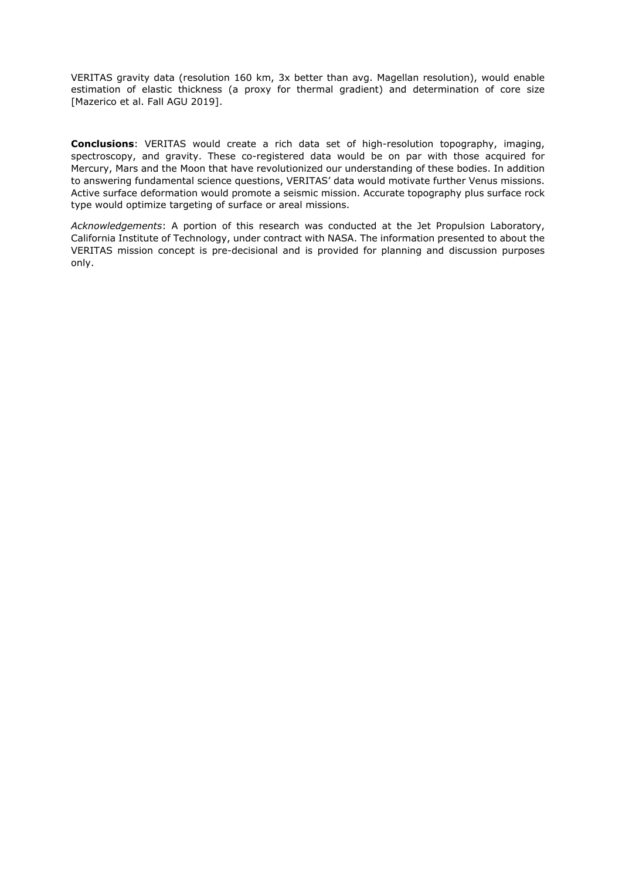VERITAS gravity data (resolution 160 km, 3x better than avg. Magellan resolution), would enable estimation of elastic thickness (a proxy for thermal gradient) and determination of core size [Mazerico et al. Fall AGU 2019].

**Conclusions**: VERITAS would create a rich data set of high-resolution topography, imaging, spectroscopy, and gravity. These co-registered data would be on par with those acquired for Mercury, Mars and the Moon that have revolutionized our understanding of these bodies. In addition to answering fundamental science questions, VERITAS' data would motivate further Venus missions. Active surface deformation would promote a seismic mission. Accurate topography plus surface rock type would optimize targeting of surface or areal missions.

*Acknowledgements*: A portion of this research was conducted at the Jet Propulsion Laboratory, California Institute of Technology, under contract with NASA. The information presented to about the VERITAS mission concept is pre-decisional and is provided for planning and discussion purposes only.